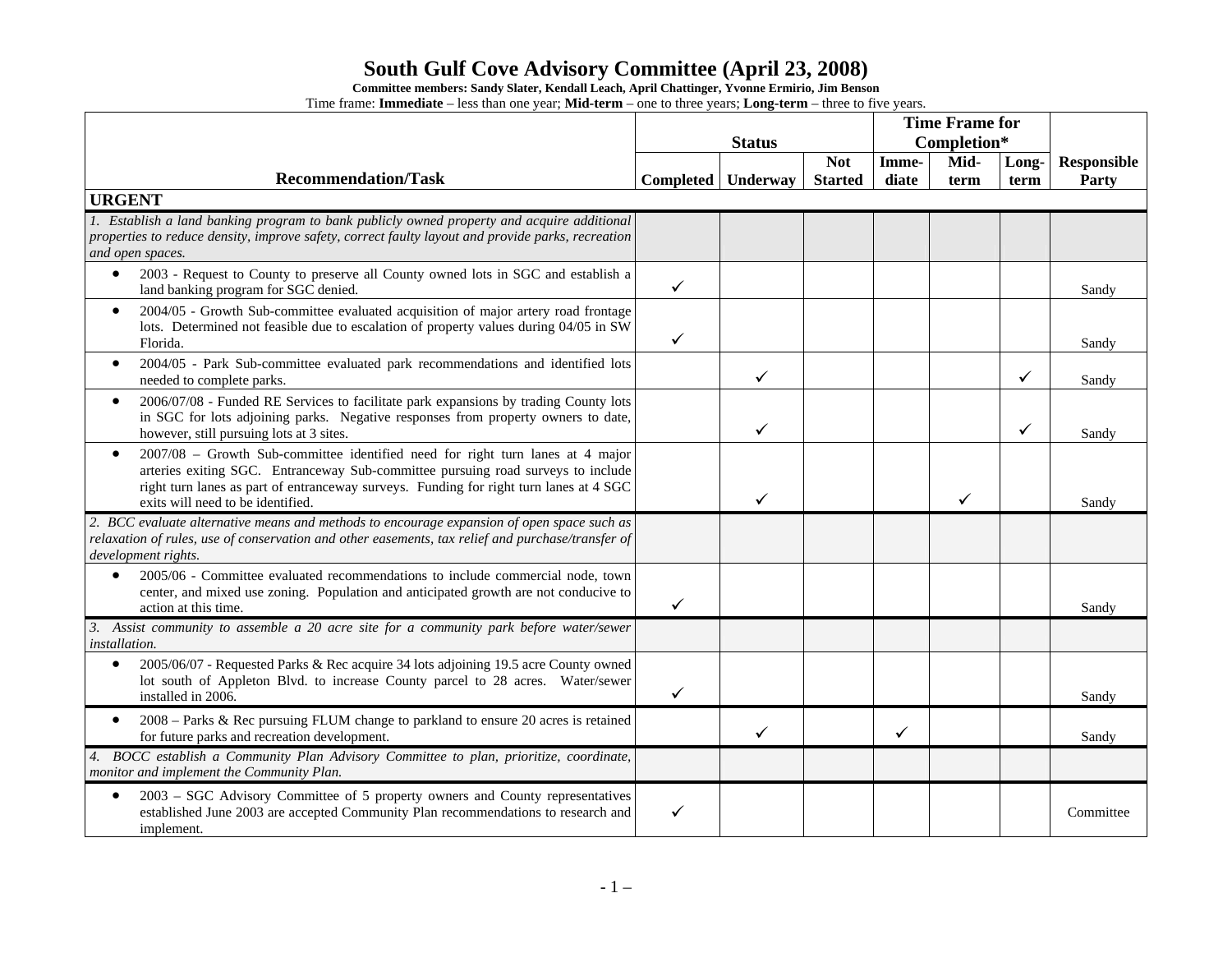# South Gulf Cove Advisory Committee (April 23, 2008)

**Committee members: Sandy Slater, Kendall Leach, April Chattinger, Yvonne Ermirio, Jim Benson**

Time frame: **Immediate** – less than one year; **Mid-term** – one to three years; **Long-term** – three to five years.

| Recommendation/Task | Status | | | Time Frame for Completion* | | | Responsible Party |
|---|---|---|---|---|---|---|---|
| | Completed | Underway | Not Started | Imme-diate | Mid-term | Long-term | |
| **URGENT** | | | | | | | |
| *1. Establish a land banking program to bank publicly owned property and acquire additional properties to reduce density, improve safety, correct faulty layout and provide parks, recreation and open spaces.* | | | | | | | |
| • 2003 - Request to County to preserve all County owned lots in SGC and establish a land banking program for SGC denied. | ✓ | | | | | | Sandy |
| • 2004/05 - Growth Sub-committee evaluated acquisition of major artery road frontage lots. Determined not feasible due to escalation of property values during 04/05 in SW Florida. | ✓ | | | | | | Sandy |
| • 2004/05 - Park Sub-committee evaluated park recommendations and identified lots needed to complete parks. | | ✓ | | | | ✓ | Sandy |
| • 2006/07/08 - Funded RE Services to facilitate park expansions by trading County lots in SGC for lots adjoining parks. Negative responses from property owners to date, however, still pursuing lots at 3 sites. | | ✓ | | | | ✓ | Sandy |
| • 2007/08 – Growth Sub-committee identified need for right turn lanes at 4 major arteries exiting SGC. Entranceway Sub-committee pursuing road surveys to include right turn lanes as part of entranceway surveys. Funding for right turn lanes at 4 SGC exits will need to be identified. | | ✓ | | | ✓ | | Sandy |
| *2. BCC evaluate alternative means and methods to encourage expansion of open space such as relaxation of rules, use of conservation and other easements, tax relief and purchase/transfer of development rights.* | | | | | | | |
| • 2005/06 - Committee evaluated recommendations to include commercial node, town center, and mixed use zoning. Population and anticipated growth are not conducive to action at this time. | ✓ | | | | | | Sandy |
| *3. Assist community to assemble a 20 acre site for a community park before water/sewer installation.* | | | | | | | |
| • 2005/06/07 - Requested Parks & Rec acquire 34 lots adjoining 19.5 acre County owned lot south of Appleton Blvd. to increase County parcel to 28 acres. Water/sewer installed in 2006. | ✓ | | | | | | Sandy |
| • 2008 – Parks & Rec pursuing FLUM change to parkland to ensure 20 acres is retained for future parks and recreation development. | | ✓ | | ✓ | | | Sandy |
| *4. BOCC establish a Community Plan Advisory Committee to plan, prioritize, coordinate, monitor and implement the Community Plan.* | | | | | | | |
| • 2003 – SGC Advisory Committee of 5 property owners and County representatives established June 2003 are accepted Community Plan recommendations to research and implement. | ✓ | | | | | | Committee |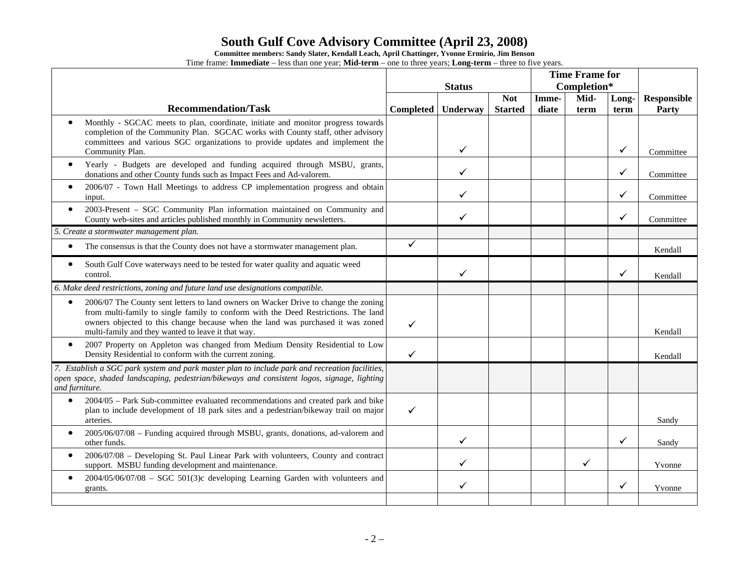# South Gulf Cove Advisory Committee (April 23, 2008)

**Committee members: Sandy Slater, Kendall Leach, April Chattinger, Yvonne Ermirio, Jim Benson**

Time frame: **Immediate** – less than one year; **Mid-term** – one to three years; **Long-term** – three to five years.

| Recommendation/Task | Status | | | Time Frame for Completion* | | | Responsible Party |
|---|---|---|---|---|---|---|---|
| | Completed | Underway | Not Started | Imme-diate | Mid-term | Long-term | |
| • Monthly - SGCAC meets to plan, coordinate, initiate and monitor progress towards completion of the Community Plan. SGCAC works with County staff, other advisory committees and various SGC organizations to provide updates and implement the Community Plan. | | ✓ | | | | ✓ | Committee |
| • Yearly - Budgets are developed and funding acquired through MSBU, grants, donations and other County funds such as Impact Fees and Ad-valorem. | | ✓ | | | | ✓ | Committee |
| • 2006/07 - Town Hall Meetings to address CP implementation progress and obtain input. | | ✓ | | | | ✓ | Committee |
| • 2003-Present – SGC Community Plan information maintained on Community and County web-sites and articles published monthly in Community newsletters. | | ✓ | | | | ✓ | Committee |
| *5. Create a stormwater management plan.* | | | | | | | |
| • The consensus is that the County does not have a stormwater management plan. | ✓ | | | | | | Kendall |
| • South Gulf Cove waterways need to be tested for water quality and aquatic weed control. | | ✓ | | | | ✓ | Kendall |
| *6. Make deed restrictions, zoning and future land use designations compatible.* | | | | | | | |
| • 2006/07 The County sent letters to land owners on Wacker Drive to change the zoning from multi-family to single family to conform with the Deed Restrictions. The land owners objected to this change because when the land was purchased it was zoned multi-family and they wanted to leave it that way. | ✓ | | | | | | Kendall |
| • 2007 Property on Appleton was changed from Medium Density Residential to Low Density Residential to conform with the current zoning. | ✓ | | | | | | Kendall |
| *7. Establish a SGC park system and park master plan to include park and recreation facilities, open space, shaded landscaping, pedestrian/bikeways and consistent logos, signage, lighting and furniture.* | | | | | | | |
| • 2004/05 – Park Sub-committee evaluated recommendations and created park and bike plan to include development of 18 park sites and a pedestrian/bikeway trail on major arteries. | ✓ | | | | | | Sandy |
| • 2005/06/07/08 – Funding acquired through MSBU, grants, donations, ad-valorem and other funds. | | ✓ | | | | ✓ | Sandy |
| • 2006/07/08 – Developing St. Paul Linear Park with volunteers, County and contract support. MSBU funding development and maintenance. | | ✓ | | | ✓ | | Yvonne |
| • 2004/05/06/07/08 – SGC 501(3)c developing Learning Garden with volunteers and grants. | | ✓ | | | | ✓ | Yvonne |
| | | | | | | | |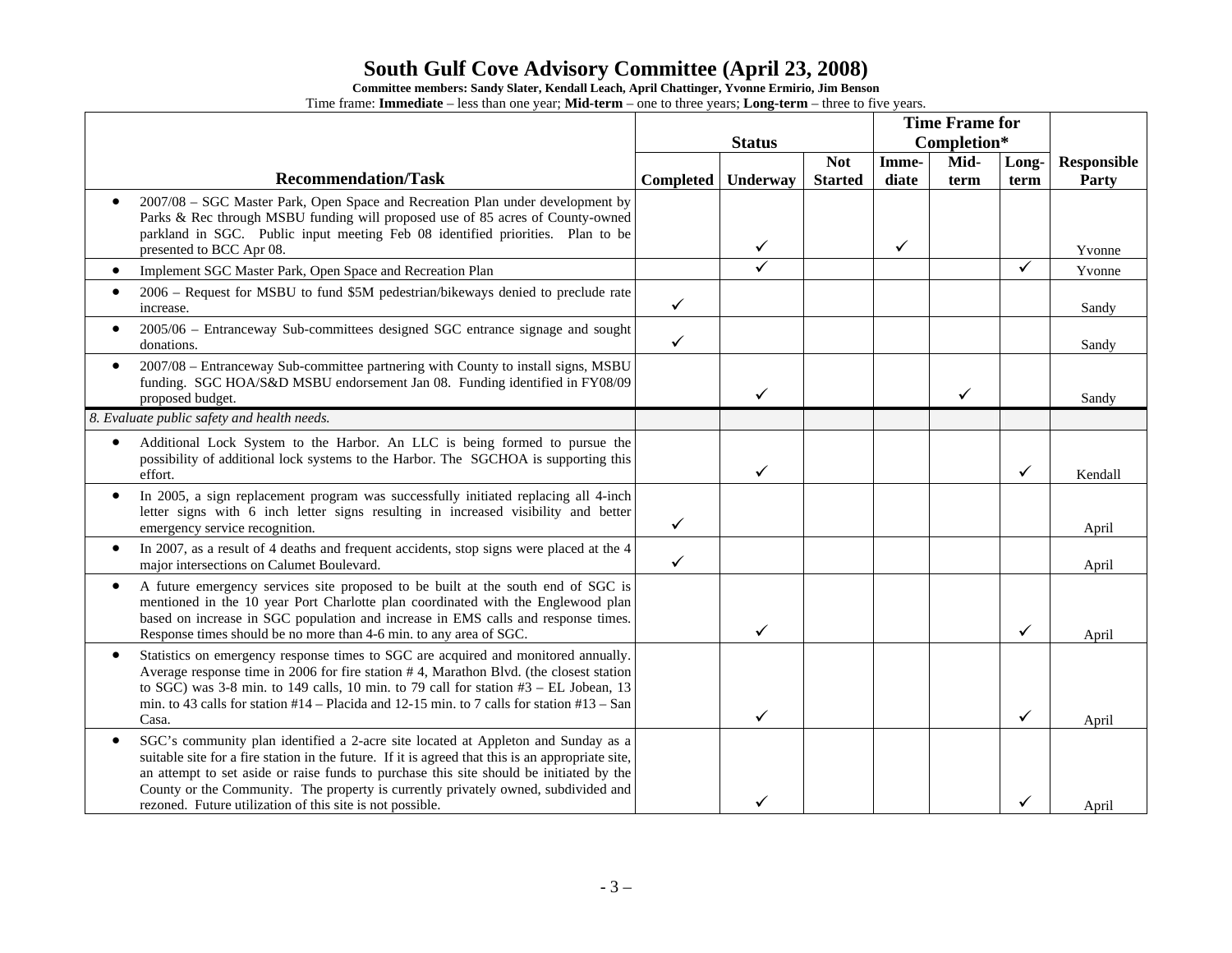# South Gulf Cove Advisory Committee (April 23, 2008)

**Committee members: Sandy Slater, Kendall Leach, April Chattinger, Yvonne Ermirio, Jim Benson**

Time frame: **Immediate** – less than one year; **Mid-term** – one to three years; **Long-term** – three to five years.

| Recommendation/Task | Status | | | Time Frame for Completion* | | | Responsible Party |
|---|---|---|---|---|---|---|---|
| | Completed | Underway | Not Started | Immediate | Mid-term | Long-term | |
| • 2007/08 – SGC Master Park, Open Space and Recreation Plan under development by Parks & Rec through MSBU funding will proposed use of 85 acres of County-owned parkland in SGC. Public input meeting Feb 08 identified priorities. Plan to be presented to BCC Apr 08. | | ✓ | | ✓ | | | Yvonne |
| • Implement SGC Master Park, Open Space and Recreation Plan | | ✓ | | | | ✓ | Yvonne |
| • 2006 – Request for MSBU to fund $5M pedestrian/bikeways denied to preclude rate increase. | ✓ | | | | | | Sandy |
| • 2005/06 – Entranceway Sub-committees designed SGC entrance signage and sought donations. | ✓ | | | | | | Sandy |
| • 2007/08 – Entranceway Sub-committee partnering with County to install signs, MSBU funding. SGC HOA/S&D MSBU endorsement Jan 08. Funding identified in FY08/09 proposed budget. | | ✓ | | | ✓ | | Sandy |
| *8. Evaluate public safety and health needs.* | | | | | | | |
| • Additional Lock System to the Harbor. An LLC is being formed to pursue the possibility of additional lock systems to the Harbor. The SGCHOA is supporting this effort. | | ✓ | | | | ✓ | Kendall |
| • In 2005, a sign replacement program was successfully initiated replacing all 4-inch letter signs with 6 inch letter signs resulting in increased visibility and better emergency service recognition. | ✓ | | | | | | April |
| • In 2007, as a result of 4 deaths and frequent accidents, stop signs were placed at the 4 major intersections on Calumet Boulevard. | ✓ | | | | | | April |
| • A future emergency services site proposed to be built at the south end of SGC is mentioned in the 10 year Port Charlotte plan coordinated with the Englewood plan based on increase in SGC population and increase in EMS calls and response times. Response times should be no more than 4-6 min. to any area of SGC. | | ✓ | | | | ✓ | April |
| • Statistics on emergency response times to SGC are acquired and monitored annually. Average response time in 2006 for fire station # 4, Marathon Blvd. (the closest station to SGC) was 3-8 min. to 149 calls, 10 min. to 79 call for station #3 – EL Jobean, 13 min. to 43 calls for station #14 – Placida and 12-15 min. to 7 calls for station #13 – San Casa. | | ✓ | | | | ✓ | April |
| • SGC's community plan identified a 2-acre site located at Appleton and Sunday as a suitable site for a fire station in the future. If it is agreed that this is an appropriate site, an attempt to set aside or raise funds to purchase this site should be initiated by the County or the Community. The property is currently privately owned, subdivided and rezoned. Future utilization of this site is not possible. | | ✓ | | | | ✓ | April |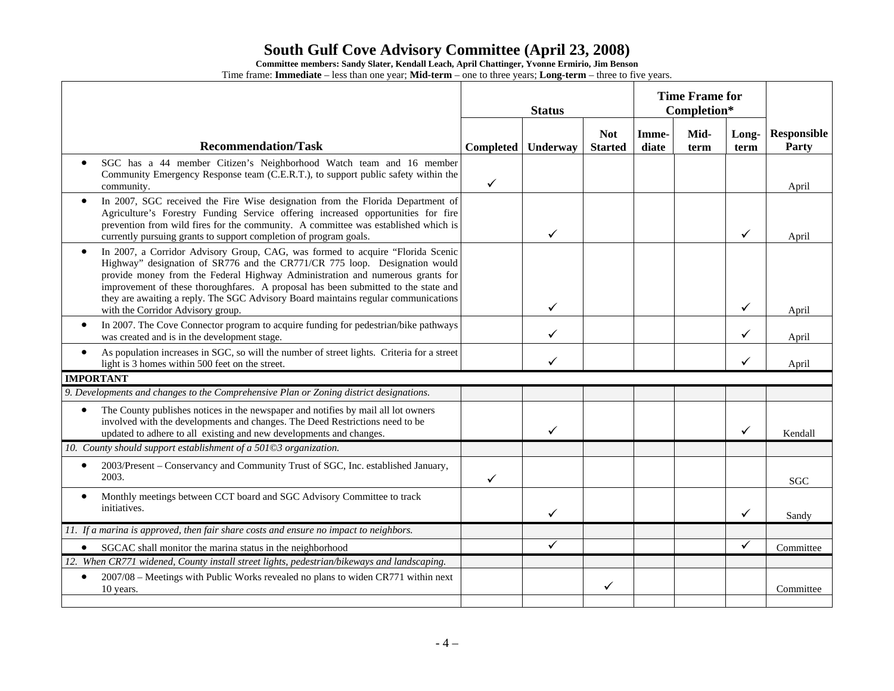# South Gulf Cove Advisory Committee (April 23, 2008)

**Committee members: Sandy Slater, Kendall Leach, April Chattinger, Yvonne Ermirio, Jim Benson**

Time frame: **Immediate** – less than one year; **Mid-term** – one to three years; **Long-term** – three to five years.

| Recommendation/Task | Status | | | Time Frame for Completion* | | | Responsible Party |
|---|---|---|---|---|---|---|---|
| | Completed | Underway | Not Started | Imme-diate | Mid-term | Long-term | |
| • SGC has a 44 member Citizen's Neighborhood Watch team and 16 member Community Emergency Response team (C.E.R.T.), to support public safety within the community. | ✓ | | | | | | April |
| • In 2007, SGC received the Fire Wise designation from the Florida Department of Agriculture's Forestry Funding Service offering increased opportunities for fire prevention from wild fires for the community. A committee was established which is currently pursuing grants to support completion of program goals. | | ✓ | | | | ✓ | April |
| • In 2007, a Corridor Advisory Group, CAG, was formed to acquire "Florida Scenic Highway" designation of SR776 and the CR771/CR 775 loop. Designation would provide money from the Federal Highway Administration and numerous grants for improvement of these thoroughfares. A proposal has been submitted to the state and they are awaiting a reply. The SGC Advisory Board maintains regular communications with the Corridor Advisory group. | | ✓ | | | | ✓ | April |
| • In 2007. The Cove Connector program to acquire funding for pedestrian/bike pathways was created and is in the development stage. | | ✓ | | | | ✓ | April |
| • As population increases in SGC, so will the number of street lights. Criteria for a street light is 3 homes within 500 feet on the street. | | ✓ | | | | ✓ | April |
| **IMPORTANT** | | | | | | | |
| *9. Developments and changes to the Comprehensive Plan or Zoning district designations.* | | | | | | | |
| • The County publishes notices in the newspaper and notifies by mail all lot owners involved with the developments and changes. The Deed Restrictions need to be updated to adhere to all existing and new developments and changes. | | ✓ | | | | ✓ | Kendall |
| *10. County should support establishment of a 501©3 organization.* | | | | | | | |
| • 2003/Present – Conservancy and Community Trust of SGC, Inc. established January, 2003. | ✓ | | | | | | SGC |
| • Monthly meetings between CCT board and SGC Advisory Committee to track initiatives. | | ✓ | | | | ✓ | Sandy |
| *11. If a marina is approved, then fair share costs and ensure no impact to neighbors.* | | | | | | | |
| • SGCAC shall monitor the marina status in the neighborhood | | ✓ | | | | ✓ | Committee |
| *12. When CR771 widened, County install street lights, pedestrian/bikeways and landscaping.* | | | | | | | |
| • 2007/08 – Meetings with Public Works revealed no plans to widen CR771 within next 10 years. | | | ✓ | | | | Committee |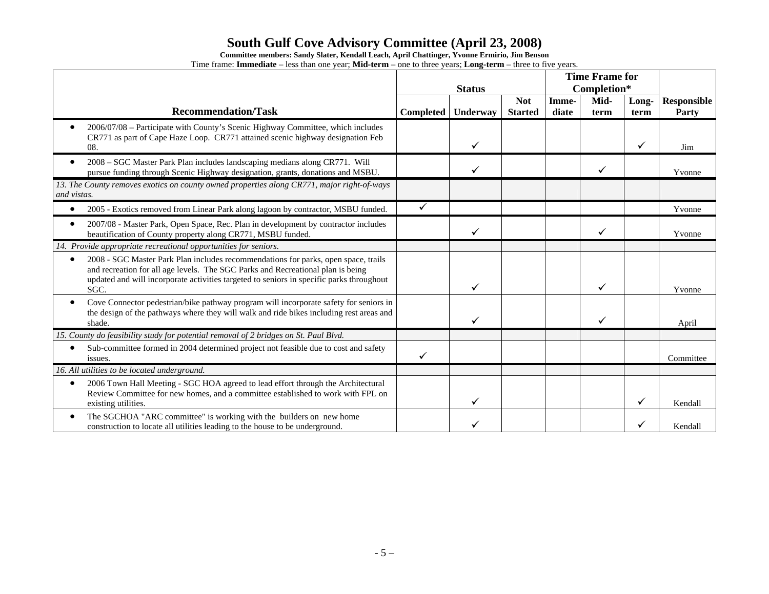# South Gulf Cove Advisory Committee (April 23, 2008)

**Committee members: Sandy Slater, Kendall Leach, April Chattinger, Yvonne Ermirio, Jim Benson**

Time frame: **Immediate** – less than one year; **Mid-term** – one to three years; **Long-term** – three to five years.

| Recommendation/Task | Status | | | Time Frame for Completion* | | | Responsible Party |
|---|---|---|---|---|---|---|---|
| | Completed | Underway | Not Started | Imme-diate | Mid-term | Long-term | |
| • 2006/07/08 – Participate with County's Scenic Highway Committee, which includes CR771 as part of Cape Haze Loop. CR771 attained scenic highway designation Feb 08. | | ✓ | | | | ✓ | Jim |
| • 2008 – SGC Master Park Plan includes landscaping medians along CR771. Will pursue funding through Scenic Highway designation, grants, donations and MSBU. | | ✓ | | | ✓ | | Yvonne |
| *13. The County removes exotics on county owned properties along CR771, major right-of-ways and vistas.* | | | | | | | |
| • 2005 - Exotics removed from Linear Park along lagoon by contractor, MSBU funded. | ✓ | | | | | | Yvonne |
| • 2007/08 - Master Park, Open Space, Rec. Plan in development by contractor includes beautification of County property along CR771, MSBU funded. | | ✓ | | | ✓ | | Yvonne |
| *14. Provide appropriate recreational opportunities for seniors.* | | | | | | | |
| • 2008 - SGC Master Park Plan includes recommendations for parks, open space, trails and recreation for all age levels. The SGC Parks and Recreational plan is being updated and will incorporate activities targeted to seniors in specific parks throughout SGC. | | ✓ | | | ✓ | | Yvonne |
| • Cove Connector pedestrian/bike pathway program will incorporate safety for seniors in the design of the pathways where they will walk and ride bikes including rest areas and shade. | | ✓ | | | ✓ | | April |
| *15. County do feasibility study for potential removal of 2 bridges on St. Paul Blvd.* | | | | | | | |
| • Sub-committee formed in 2004 determined project not feasible due to cost and safety issues. | ✓ | | | | | | Committee |
| *16. All utilities to be located underground.* | | | | | | | |
| • 2006 Town Hall Meeting - SGC HOA agreed to lead effort through the Architectural Review Committee for new homes, and a committee established to work with FPL on existing utilities. | | ✓ | | | | ✓ | Kendall |
| • The SGCHOA "ARC committee" is working with the builders on new home construction to locate all utilities leading to the house to be underground. | | ✓ | | | | ✓ | Kendall |